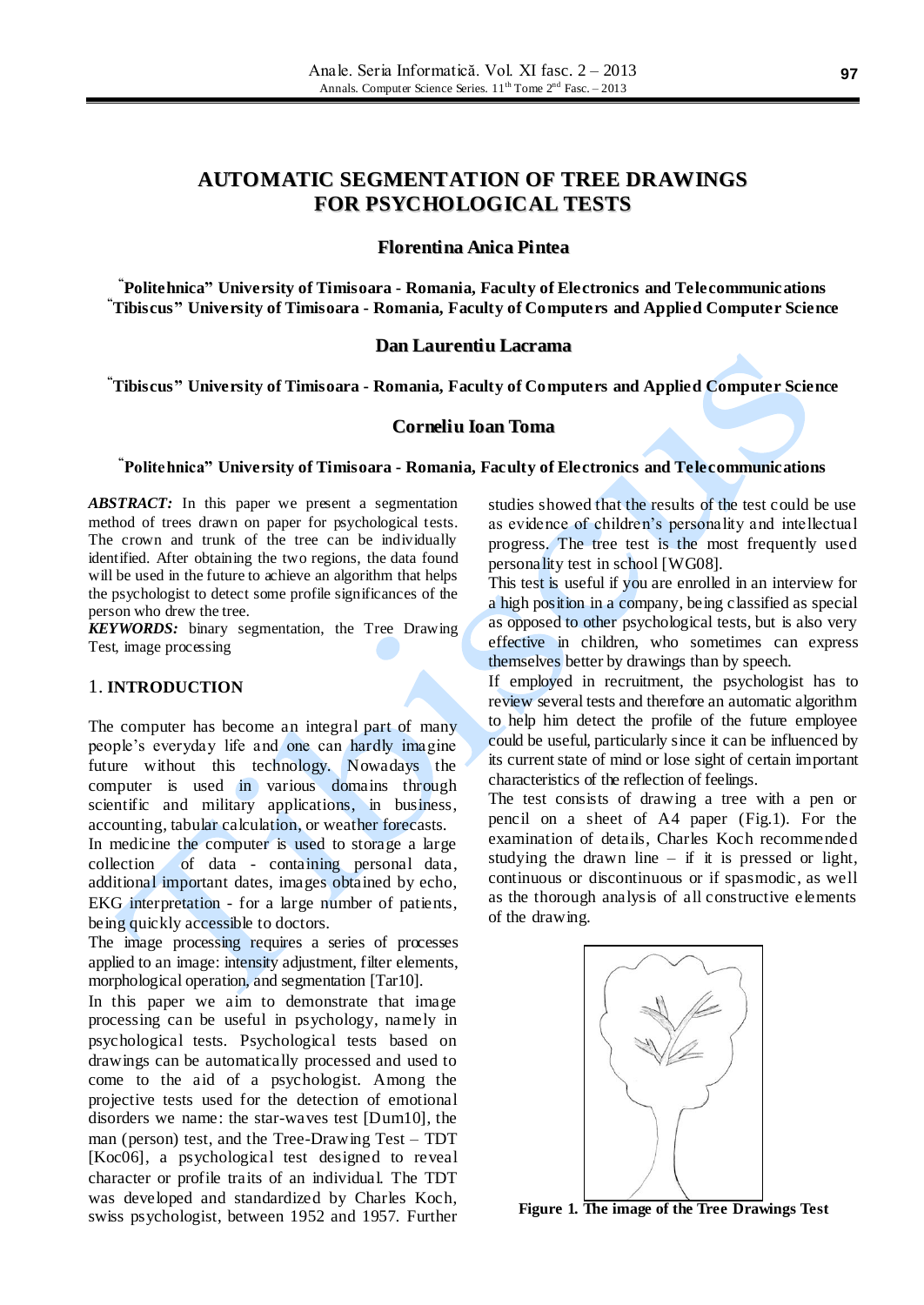# AUTOMATIC SEGMENTATION OF TREE DRAWINGS FOR PSYCHOLOGICAL TESTS

**Florentina Anica Pintea**

**"Politehnica" University of Timisoara - Romania, Faculty of Electronics and Telecommunications**
**"Tibiscus" University of Timisoara - Romania, Faculty of Computers and Applied Computer Science**

**Dan Laurentiu Lacrama**

**"Tibiscus" University of Timisoara - Romania, Faculty of Computers and Applied Computer Science**

**Corneliu Ioan Toma**

**"Politehnica" University of Timisoara - Romania, Faculty of Electronics and Telecommunications**

***ABSTRACT:*** In this paper we present a segmentation method of trees drawn on paper for psychological tests. The crown and trunk of the tree can be individually identified. After obtaining the two regions, the data found will be used in the future to achieve an algorithm that helps the psychologist to detect some profile significances of the person who drew the tree.

***KEYWORDS:*** binary segmentation, the Tree Drawing Test, image processing

## 1. INTRODUCTION

The computer has become an integral part of many people's everyday life and one can hardly imagine future without this technology. Nowadays the computer is used in various domains through scientific and military applications, in business, accounting, tabular calculation, or weather forecasts.

In medicine the computer is used to storage a large collection of data - containing personal data, additional important dates, images obtained by echo, EKG interpretation - for a large number of patients, being quickly accessible to doctors.

The image processing requires a series of processes applied to an image: intensity adjustment, filter elements, morphological operation, and segmentation [Tar10].

In this paper we aim to demonstrate that image processing can be useful in psychology, namely in psychological tests. Psychological tests based on drawings can be automatically processed and used to come to the aid of a psychologist. Among the projective tests used for the detection of emotional disorders we name: the star-waves test [Dum10], the man (person) test, and the Tree-Drawing Test – TDT [Koc06], a psychological test designed to reveal character or profile traits of an individual. The TDT was developed and standardized by Charles Koch, swiss psychologist, between 1952 and 1957. Further studies showed that the results of the test could be use as evidence of children's personality and intellectual progress. The tree test is the most frequently used personality test in school [WG08].

This test is useful if you are enrolled in an interview for a high position in a company, being classified as special as opposed to other psychological tests, but is also very effective in children, who sometimes can express themselves better by drawings than by speech.

If employed in recruitment, the psychologist has to review several tests and therefore an automatic algorithm to help him detect the profile of the future employee could be useful, particularly since it can be influenced by its current state of mind or lose sight of certain important characteristics of the reflection of feelings.

The test consists of drawing a tree with a pen or pencil on a sheet of A4 paper (Fig.1). For the examination of details, Charles Koch recommended studying the drawn line – if it is pressed or light, continuous or discontinuous or if spasmodic, as well as the thorough analysis of all constructive elements of the drawing.

**Figure 1. The image of the Tree Drawings Test**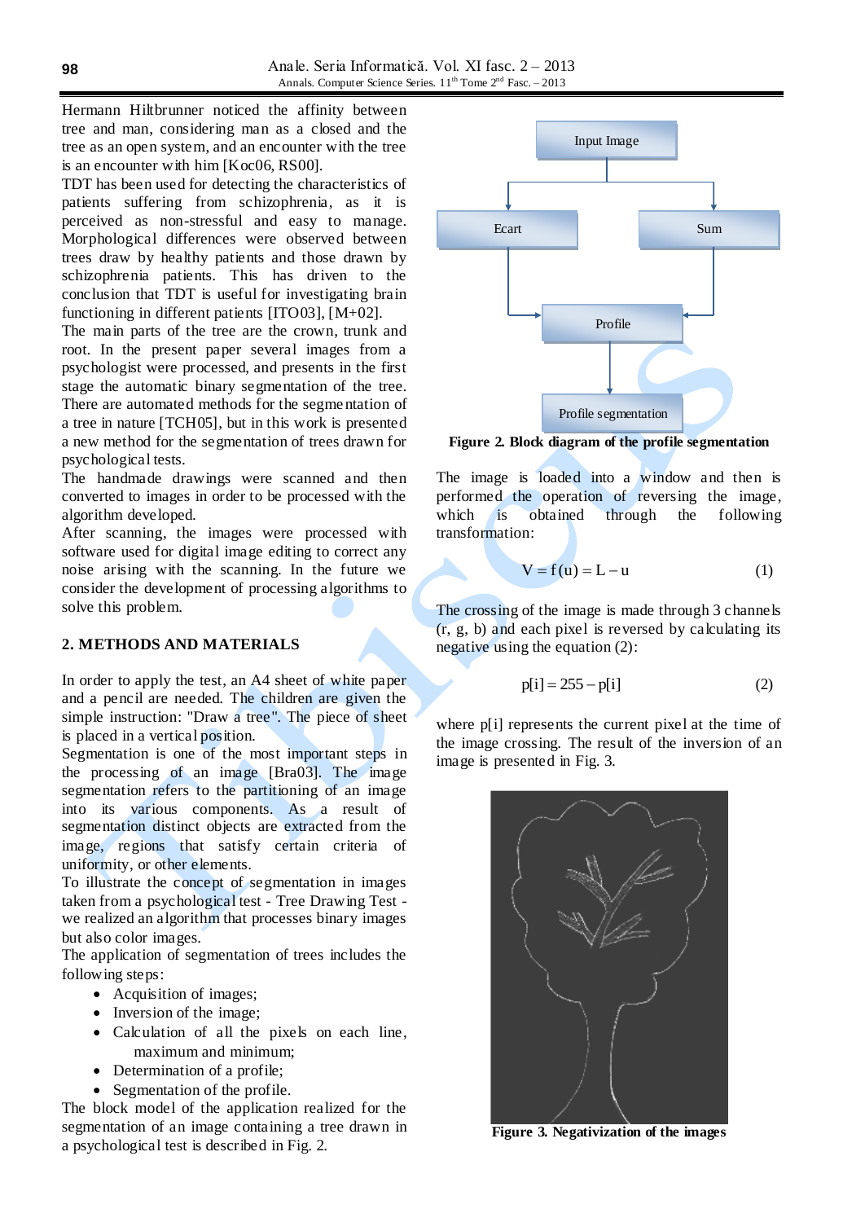Hermann Hiltbrunner noticed the affinity between tree and man, considering man as a closed and the tree as an open system, and an encounter with the tree is an encounter with him [Koc06, RS00].

TDT has been used for detecting the characteristics of patients suffering from schizophrenia, as it is perceived as non-stressful and easy to manage. Morphological differences were observed between trees draw by healthy patients and those drawn by schizophrenia patients. This has driven to the conclusion that TDT is useful for investigating brain functioning in different patients [ITO03], [M+02].

The main parts of the tree are the crown, trunk and root. In the present paper several images from a psychologist were processed, and presents in the first stage the automatic binary segmentation of the tree. There are automated methods for the segmentation of a tree in nature [TCH05], but in this work is presented a new method for the segmentation of trees drawn for psychological tests.

The handmade drawings were scanned and then converted to images in order to be processed with the algorithm developed.

After scanning, the images were processed with software used for digital image editing to correct any noise arising with the scanning. In the future we consider the development of processing algorithms to solve this problem.

## 2. METHODS AND MATERIALS

In order to apply the test, an A4 sheet of white paper and a pencil are needed. The children are given the simple instruction: "Draw a tree". The piece of sheet is placed in a vertical position.

Segmentation is one of the most important steps in the processing of an image [Bra03]. The image segmentation refers to the partitioning of an image into its various components. As a result of segmentation distinct objects are extracted from the image, regions that satisfy certain criteria of uniformity, or other elements.

To illustrate the concept of segmentation in images taken from a psychological test - Tree Drawing Test - we realized an algorithm that processes binary images but also color images.

The application of segmentation of trees includes the following steps:

- Acquisition of images;
- Inversion of the image;
- Calculation of all the pixels on each line, maximum and minimum;
- Determination of a profile;
- Segmentation of the profile.

The block model of the application realized for the segmentation of an image containing a tree drawn in a psychological test is described in Fig. 2.

Input Image → Ecart, Sum → Profile → Profile segmentation

**Figure 2. Block diagram of the profile segmentation**

The image is loaded into a window and then is performed the operation of reversing the image, which is obtained through the following transformation:

$$V = f(u) = L - u \tag{1}$$

The crossing of the image is made through 3 channels (r, g, b) and each pixel is reversed by calculating its negative using the equation (2):

$$p[i] = 255 - p[i] \tag{2}$$

where p[i] represents the current pixel at the time of the image crossing. The result of the inversion of an image is presented in Fig. 3.

**Figure 3. Negativization of the images**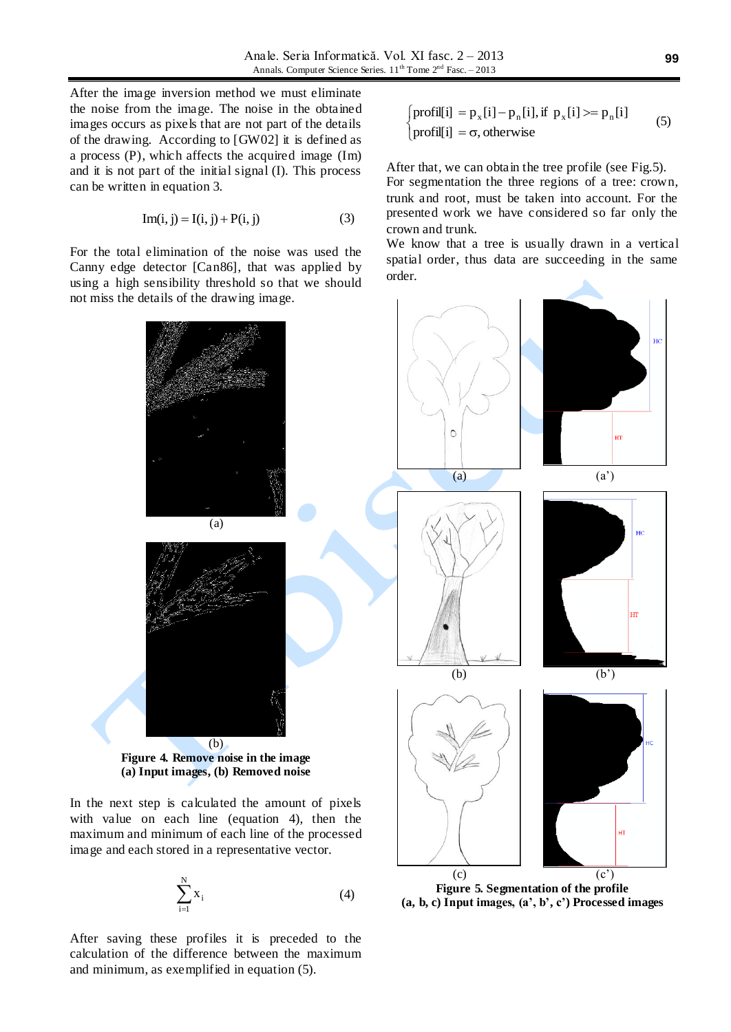After the image inversion method we must eliminate the noise from the image. The noise in the obtained images occurs as pixels that are not part of the details of the drawing. According to [GW02] it is defined as a process (P), which affects the acquired image (Im) and it is not part of the initial signal (I). This process can be written in equation 3.

$$\mathrm{Im}(i,j) = \mathrm{I}(i,j) + \mathrm{P}(i,j) \qquad (3)$$

For the total elimination of the noise was used the Canny edge detector [Can86], that was applied by using a high sensibility threshold so that we should not miss the details of the drawing image.

(a)

(b)

**Figure 4. Remove noise in the image**
**(a) Input images, (b) Removed noise**

In the next step is calculated the amount of pixels with value on each line (equation 4), then the maximum and minimum of each line of the processed image and each stored in a representative vector.

$$\sum_{i=1}^{N} x_i \qquad (4)$$

After saving these profiles it is preceded to the calculation of the difference between the maximum and minimum, as exemplified in equation (5).

$$\begin{cases} \mathrm{profil}[i] = p_x[i] - p_n[i], \text{ if } p_x[i] >= p_n[i] \\ \mathrm{profil}[i] = \sigma, \text{otherwise} \end{cases} \qquad (5)$$

After that, we can obtain the tree profile (see Fig.5). For segmentation the three regions of a tree: crown, trunk and root, must be taken into account. For the presented work we have considered so far only the crown and trunk.

We know that a tree is usually drawn in a vertical spatial order, thus data are succeeding in the same order.

(a) (a')

(b) (b')

(c) (c')

**Figure 5. Segmentation of the profile**
**(a, b, c) Input images, (a', b', c') Processed images**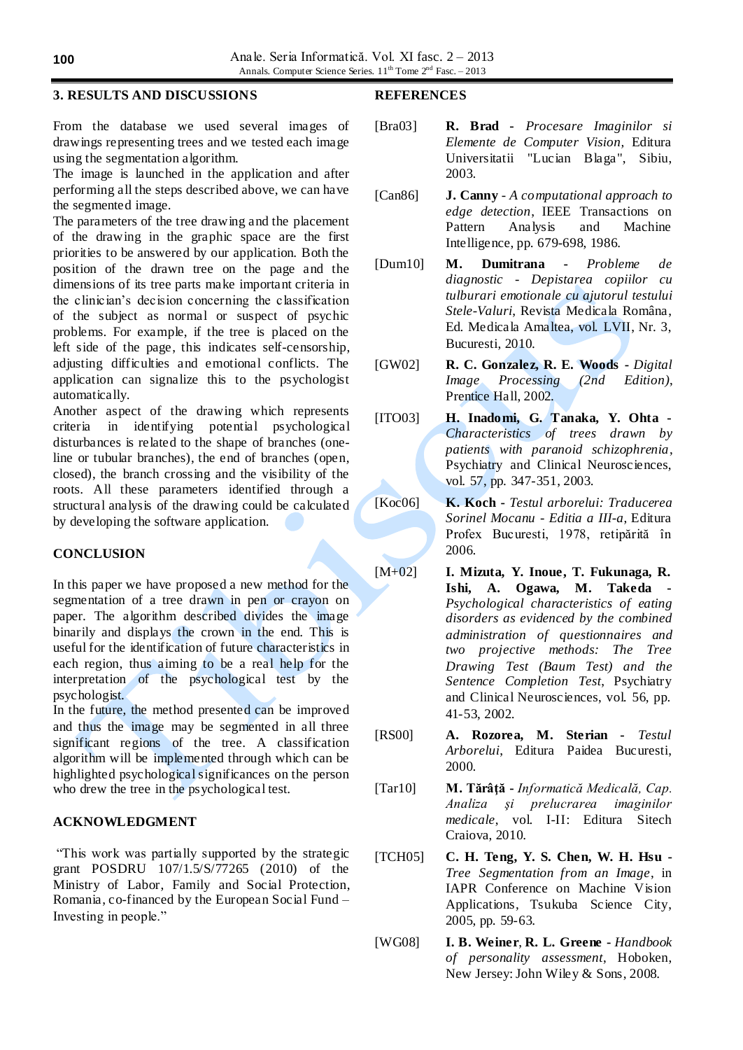## 3. RESULTS AND DISCUSSIONS

From the database we used several images of drawings representing trees and we tested each image using the segmentation algorithm.

The image is launched in the application and after performing all the steps described above, we can have the segmented image.

The parameters of the tree drawing and the placement of the drawing in the graphic space are the first priorities to be answered by our application. Both the position of the drawn tree on the page and the dimensions of its tree parts make important criteria in the clinician's decision concerning the classification of the subject as normal or suspect of psychic problems. For example, if the tree is placed on the left side of the page, this indicates self-censorship, adjusting difficulties and emotional conflicts. The application can signalize this to the psychologist automatically.

Another aspect of the drawing which represents criteria in identifying potential psychological disturbances is related to the shape of branches (one-line or tubular branches), the end of branches (open, closed), the branch crossing and the visibility of the roots. All these parameters identified through a structural analysis of the drawing could be calculated by developing the software application.

## CONCLUSION

In this paper we have proposed a new method for the segmentation of a tree drawn in pen or crayon on paper. The algorithm described divides the image binarily and displays the crown in the end. This is useful for the identification of future characteristics in each region, thus aiming to be a real help for the interpretation of the psychological test by the psychologist.

In the future, the method presented can be improved and thus the image may be segmented in all three significant regions of the tree. A classification algorithm will be implemented through which can be highlighted psychological significances on the person who drew the tree in the psychological test.

## ACKNOWLEDGMENT

"This work was partially supported by the strategic grant POSDRU 107/1.5/S/77265 (2010) of the Ministry of Labor, Family and Social Protection, Romania, co-financed by the European Social Fund – Investing in people."

## REFERENCES

[Bra03] **R. Brad** - *Procesare Imaginilor si Elemente de Computer Vision*, Editura Universitatii "Lucian Blaga", Sibiu, 2003.

[Can86] **J. Canny** - *A computational approach to edge detection*, IEEE Transactions on Pattern Analysis and Machine Intelligence, pp. 679-698, 1986.

[Dum10] **M. Dumitrana** - *Probleme de diagnostic - Depistarea copiilor cu tulburari emotionale cu ajutorul testului Stele-Valuri*, Revista Medicala Română, Ed. Medicala Amaltea, vol. LVII, Nr. 3, Bucuresti, 2010.

[GW02] **R. C. Gonzalez, R. E. Woods** - *Digital Image Processing (2nd Edition)*, Prentice Hall, 2002.

[ITO03] **H. Inadomi, G. Tanaka, Y. Ohta** - *Characteristics of trees drawn by patients with paranoid schizophrenia*, Psychiatry and Clinical Neurosciences, vol. 57, pp. 347-351, 2003.

[Koc06] **K. Koch** - *Testul arborelui: Traducerea Sorinel Mocanu - Editia a III-a*, Editura Profex Bucuresti, 1978, retipărită în 2006.

[M+02] **I. Mizuta, Y. Inoue, T. Fukunaga, R. Ishi, A. Ogawa, M. Takeda** - *Psychological characteristics of eating disorders as evidenced by the combined administration of questionnaires and two projective methods: The Tree Drawing Test (Baum Test) and the Sentence Completion Test*, Psychiatry and Clinical Neurosciences, vol. 56, pp. 41-53, 2002.

[RS00] **A. Rozorea, M. Sterian** - *Testul Arborelui*, Editura Paidea Bucuresti, 2000.

[Tar10] **M. Tărâță** - *Informatică Medicală, Cap. Analiza şi prelucrarea imaginilor medicale*, vol. I-II: Editura Sitech Craiova, 2010.

[TCH05] **C. H. Teng, Y. S. Chen, W. H. Hsu** - *Tree Segmentation from an Image*, in IAPR Conference on Machine Vision Applications, Tsukuba Science City, 2005, pp. 59-63.

[WG08] **I. B. Weiner, R. L. Greene** - *Handbook of personality assessment*, Hoboken, New Jersey: John Wiley & Sons, 2008.